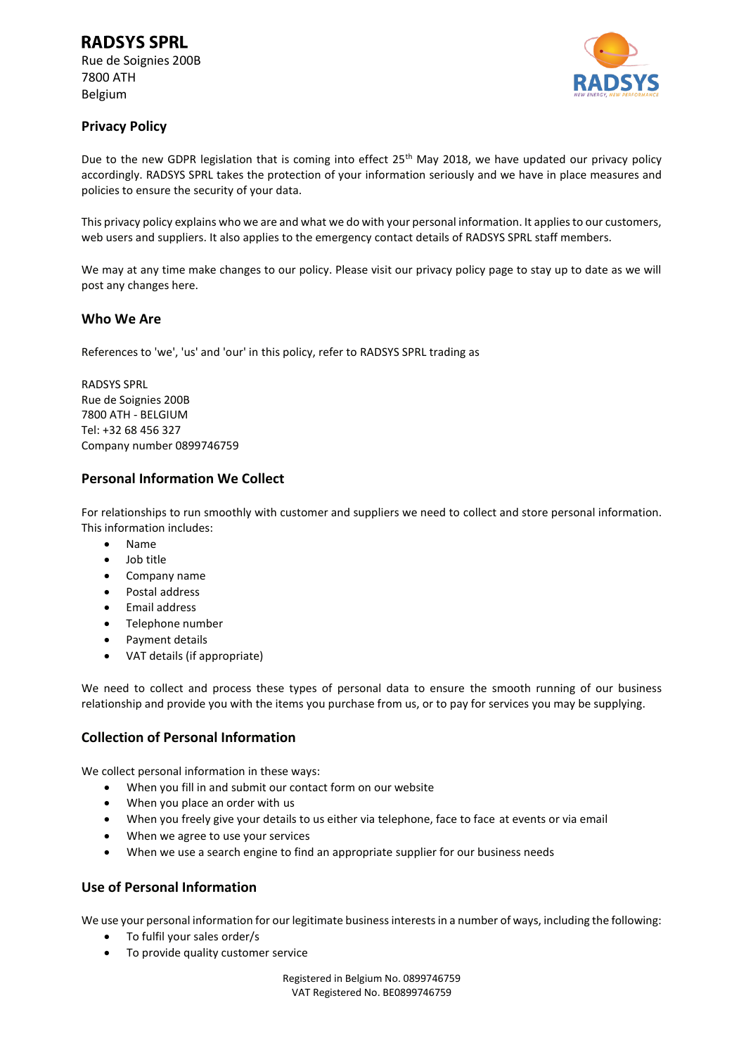# RADSYS SPRL

Rue de Soignies 200B
7800 ATH
Belgium

## Privacy Policy

Due to the new GDPR legislation that is coming into effect 25th May 2018, we have updated our privacy policy accordingly. RADSYS SPRL takes the protection of your information seriously and we have in place measures and policies to ensure the security of your data.

This privacy policy explains who we are and what we do with your personal information. It applies to our customers, web users and suppliers. It also applies to the emergency contact details of RADSYS SPRL staff members.

We may at any time make changes to our policy. Please visit our privacy policy page to stay up to date as we will post any changes here.

## Who We Are

References to 'we', 'us' and 'our' in this policy, refer to RADSYS SPRL trading as

RADSYS SPRL
Rue de Soignies 200B
7800 ATH - BELGIUM
Tel: +32 68 456 327
Company number 0899746759

## Personal Information We Collect

For relationships to run smoothly with customer and suppliers we need to collect and store personal information. This information includes:

- Name
- Job title
- Company name
- Postal address
- Email address
- Telephone number
- Payment details
- VAT details (if appropriate)

We need to collect and process these types of personal data to ensure the smooth running of our business relationship and provide you with the items you purchase from us, or to pay for services you may be supplying.

## Collection of Personal Information

We collect personal information in these ways:

- When you fill in and submit our contact form on our website
- When you place an order with us
- When you freely give your details to us either via telephone, face to face at events or via email
- When we agree to use your services
- When we use a search engine to find an appropriate supplier for our business needs

## Use of Personal Information

We use your personal information for our legitimate business interests in a number of ways, including the following:

- To fulfil your sales order/s
- To provide quality customer service

Registered in Belgium No. 0899746759
VAT Registered No. BE0899746759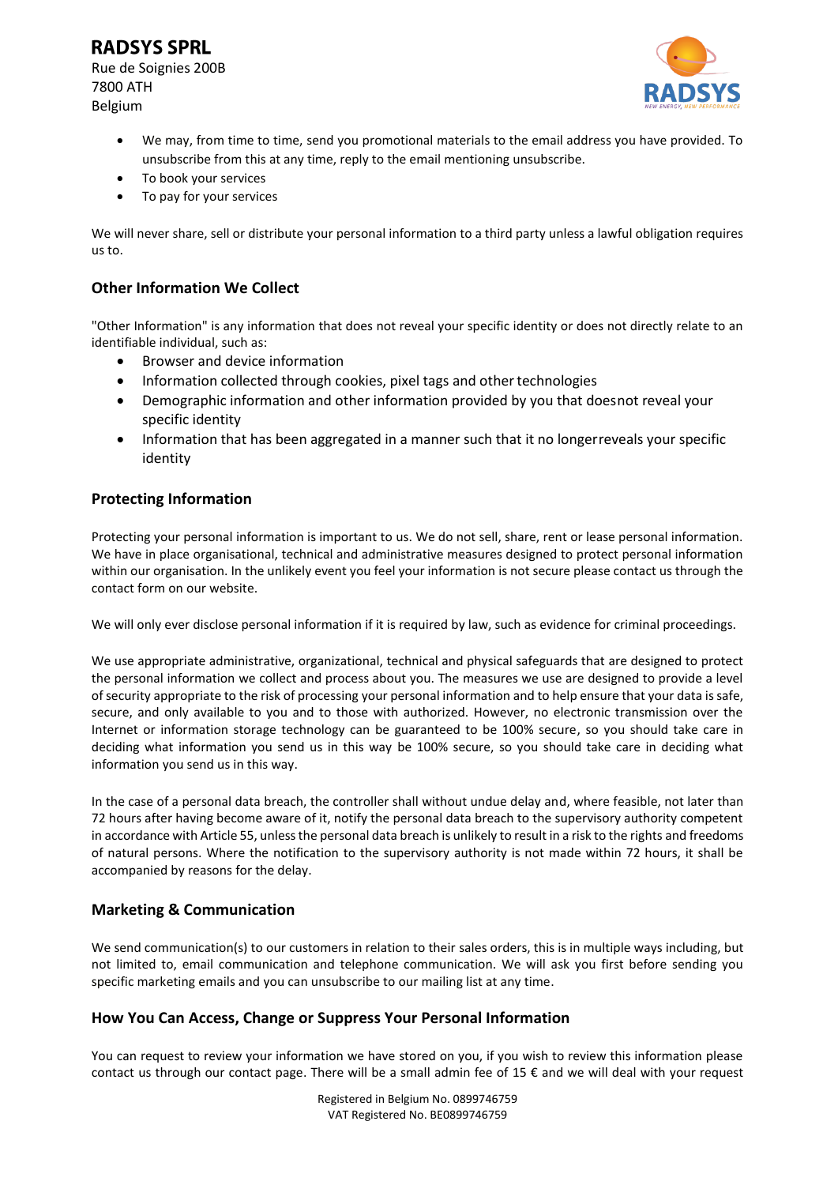- We may, from time to time, send you promotional materials to the email address you have provided. To unsubscribe from this at any time, reply to the email mentioning unsubscribe.
- To book your services
- To pay for your services

We will never share, sell or distribute your personal information to a third party unless a lawful obligation requires us to.

### Other Information We Collect

"Other Information" is any information that does not reveal your specific identity or does not directly relate to an identifiable individual, such as:

- Browser and device information
- Information collected through cookies, pixel tags and other technologies
- Demographic information and other information provided by you that doesnot reveal your specific identity
- Information that has been aggregated in a manner such that it no longerreveals your specific identity

### Protecting Information

Protecting your personal information is important to us. We do not sell, share, rent or lease personal information. We have in place organisational, technical and administrative measures designed to protect personal information within our organisation. In the unlikely event you feel your information is not secure please contact us through the contact form on our website.

We will only ever disclose personal information if it is required by law, such as evidence for criminal proceedings.

We use appropriate administrative, organizational, technical and physical safeguards that are designed to protect the personal information we collect and process about you. The measures we use are designed to provide a level of security appropriate to the risk of processing your personal information and to help ensure that your data is safe, secure, and only available to you and to those with authorized. However, no electronic transmission over the Internet or information storage technology can be guaranteed to be 100% secure, so you should take care in deciding what information you send us in this way be 100% secure, so you should take care in deciding what information you send us in this way.

In the case of a personal data breach, the controller shall without undue delay and, where feasible, not later than 72 hours after having become aware of it, notify the personal data breach to the supervisory authority competent in accordance with Article 55, unless the personal data breach is unlikely to result in a risk to the rights and freedoms of natural persons. Where the notification to the supervisory authority is not made within 72 hours, it shall be accompanied by reasons for the delay.

### Marketing & Communication

We send communication(s) to our customers in relation to their sales orders, this is in multiple ways including, but not limited to, email communication and telephone communication. We will ask you first before sending you specific marketing emails and you can unsubscribe to our mailing list at any time.

### How You Can Access, Change or Suppress Your Personal Information

You can request to review your information we have stored on you, if you wish to review this information please contact us through our contact page. There will be a small admin fee of 15 € and we will deal with your request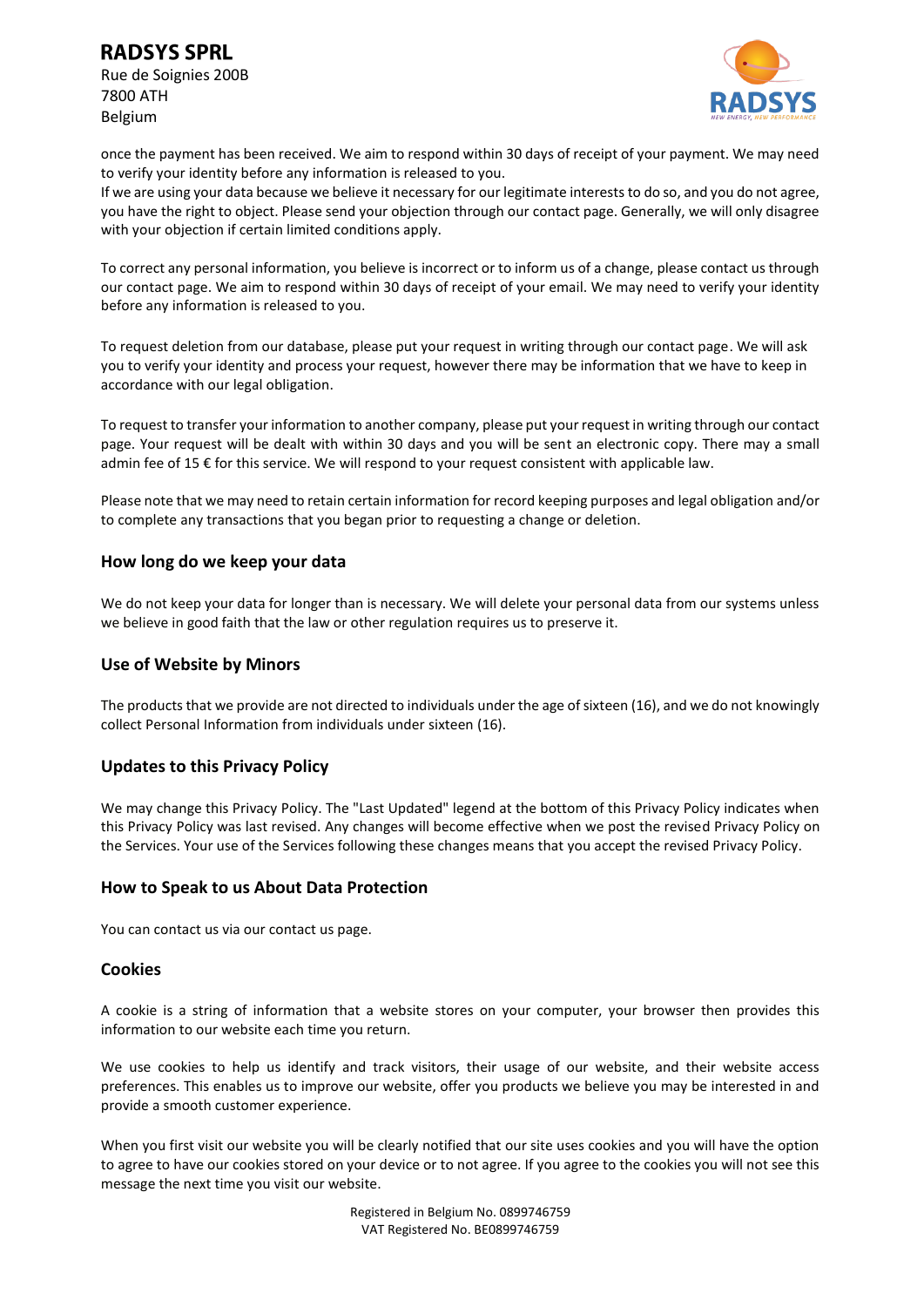once the payment has been received. We aim to respond within 30 days of receipt of your payment. We may need to verify your identity before any information is released to you.
If we are using your data because we believe it necessary for our legitimate interests to do so, and you do not agree, you have the right to object. Please send your objection through our contact page. Generally, we will only disagree with your objection if certain limited conditions apply.

To correct any personal information, you believe is incorrect or to inform us of a change, please contact us through our contact page. We aim to respond within 30 days of receipt of your email. We may need to verify your identity before any information is released to you.

To request deletion from our database, please put your request in writing through our contact page. We will ask you to verify your identity and process your request, however there may be information that we have to keep in accordance with our legal obligation.

To request to transfer your information to another company, please put your request in writing through our contact page. Your request will be dealt with within 30 days and you will be sent an electronic copy. There may a small admin fee of 15 € for this service. We will respond to your request consistent with applicable law.

Please note that we may need to retain certain information for record keeping purposes and legal obligation and/or to complete any transactions that you began prior to requesting a change or deletion.

## How long do we keep your data

We do not keep your data for longer than is necessary. We will delete your personal data from our systems unless we believe in good faith that the law or other regulation requires us to preserve it.

## Use of Website by Minors

The products that we provide are not directed to individuals under the age of sixteen (16), and we do not knowingly collect Personal Information from individuals under sixteen (16).

## Updates to this Privacy Policy

We may change this Privacy Policy. The "Last Updated" legend at the bottom of this Privacy Policy indicates when this Privacy Policy was last revised. Any changes will become effective when we post the revised Privacy Policy on the Services. Your use of the Services following these changes means that you accept the revised Privacy Policy.

## How to Speak to us About Data Protection

You can contact us via our contact us page.

## Cookies

A cookie is a string of information that a website stores on your computer, your browser then provides this information to our website each time you return.

We use cookies to help us identify and track visitors, their usage of our website, and their website access preferences. This enables us to improve our website, offer you products we believe you may be interested in and provide a smooth customer experience.

When you first visit our website you will be clearly notified that our site uses cookies and you will have the option to agree to have our cookies stored on your device or to not agree. If you agree to the cookies you will not see this message the next time you visit our website.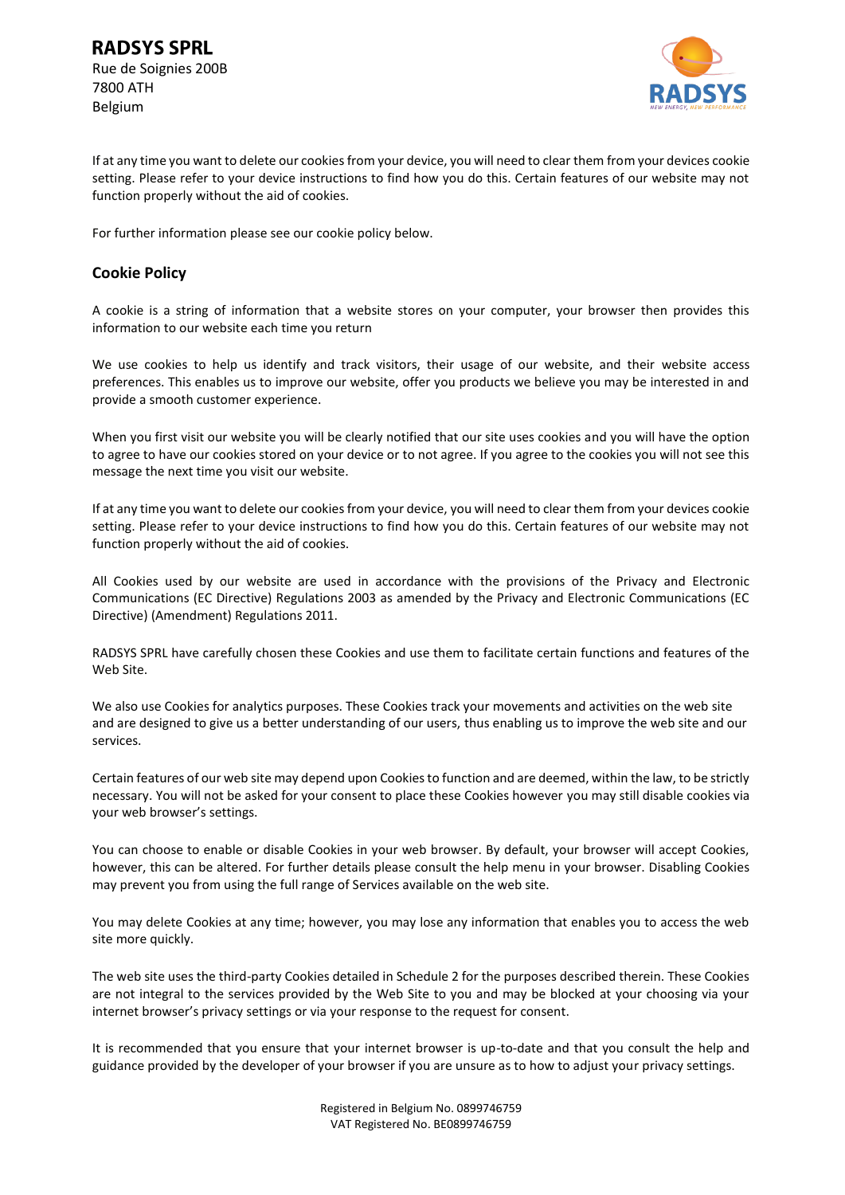If at any time you want to delete our cookies from your device, you will need to clear them from your devices cookie setting. Please refer to your device instructions to find how you do this. Certain features of our website may not function properly without the aid of cookies.

For further information please see our cookie policy below.

## Cookie Policy

A cookie is a string of information that a website stores on your computer, your browser then provides this information to our website each time you return

We use cookies to help us identify and track visitors, their usage of our website, and their website access preferences. This enables us to improve our website, offer you products we believe you may be interested in and provide a smooth customer experience.

When you first visit our website you will be clearly notified that our site uses cookies and you will have the option to agree to have our cookies stored on your device or to not agree. If you agree to the cookies you will not see this message the next time you visit our website.

If at any time you want to delete our cookies from your device, you will need to clear them from your devices cookie setting. Please refer to your device instructions to find how you do this. Certain features of our website may not function properly without the aid of cookies.

All Cookies used by our website are used in accordance with the provisions of the Privacy and Electronic Communications (EC Directive) Regulations 2003 as amended by the Privacy and Electronic Communications (EC Directive) (Amendment) Regulations 2011.

RADSYS SPRL have carefully chosen these Cookies and use them to facilitate certain functions and features of the Web Site.

We also use Cookies for analytics purposes. These Cookies track your movements and activities on the web site and are designed to give us a better understanding of our users, thus enabling us to improve the web site and our services.

Certain features of our web site may depend upon Cookies to function and are deemed, within the law, to be strictly necessary. You will not be asked for your consent to place these Cookies however you may still disable cookies via your web browser's settings.

You can choose to enable or disable Cookies in your web browser. By default, your browser will accept Cookies, however, this can be altered. For further details please consult the help menu in your browser. Disabling Cookies may prevent you from using the full range of Services available on the web site.

You may delete Cookies at any time; however, you may lose any information that enables you to access the web site more quickly.

The web site uses the third-party Cookies detailed in Schedule 2 for the purposes described therein. These Cookies are not integral to the services provided by the Web Site to you and may be blocked at your choosing via your internet browser's privacy settings or via your response to the request for consent.

It is recommended that you ensure that your internet browser is up-to-date and that you consult the help and guidance provided by the developer of your browser if you are unsure as to how to adjust your privacy settings.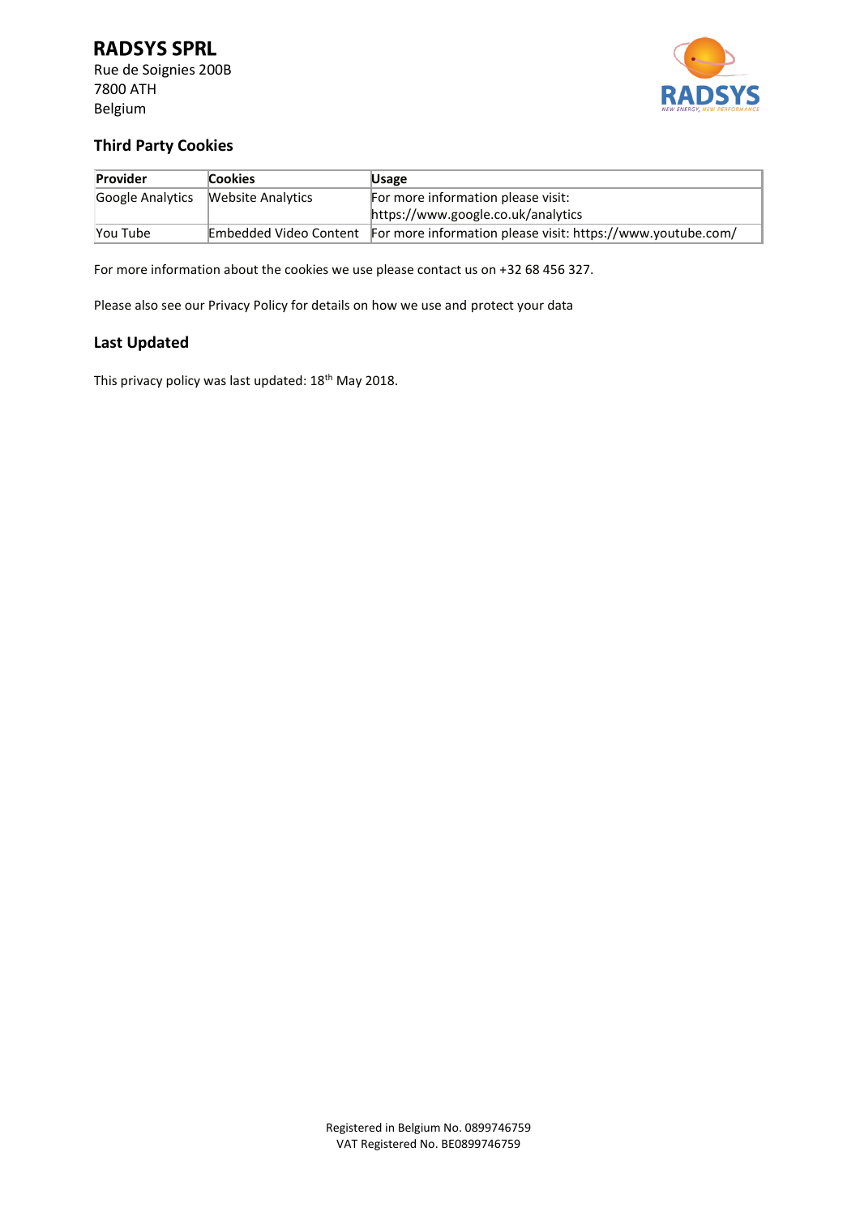**RADSYS SPRL**
Rue de Soignies 200B
7800 ATH
Belgium

### Third Party Cookies

| Provider | Cookies | Usage |
|---|---|---|
| Google Analytics | Website Analytics | For more information please visit: https://www.google.co.uk/analytics |
| You Tube | Embedded Video Content | For more information please visit: https://www.youtube.com/ |

For more information about the cookies we use please contact us on +32 68 456 327.

Please also see our Privacy Policy for details on how we use and protect your data

### Last Updated

This privacy policy was last updated: 18th May 2018.

Registered in Belgium No. 0899746759
VAT Registered No. BE0899746759